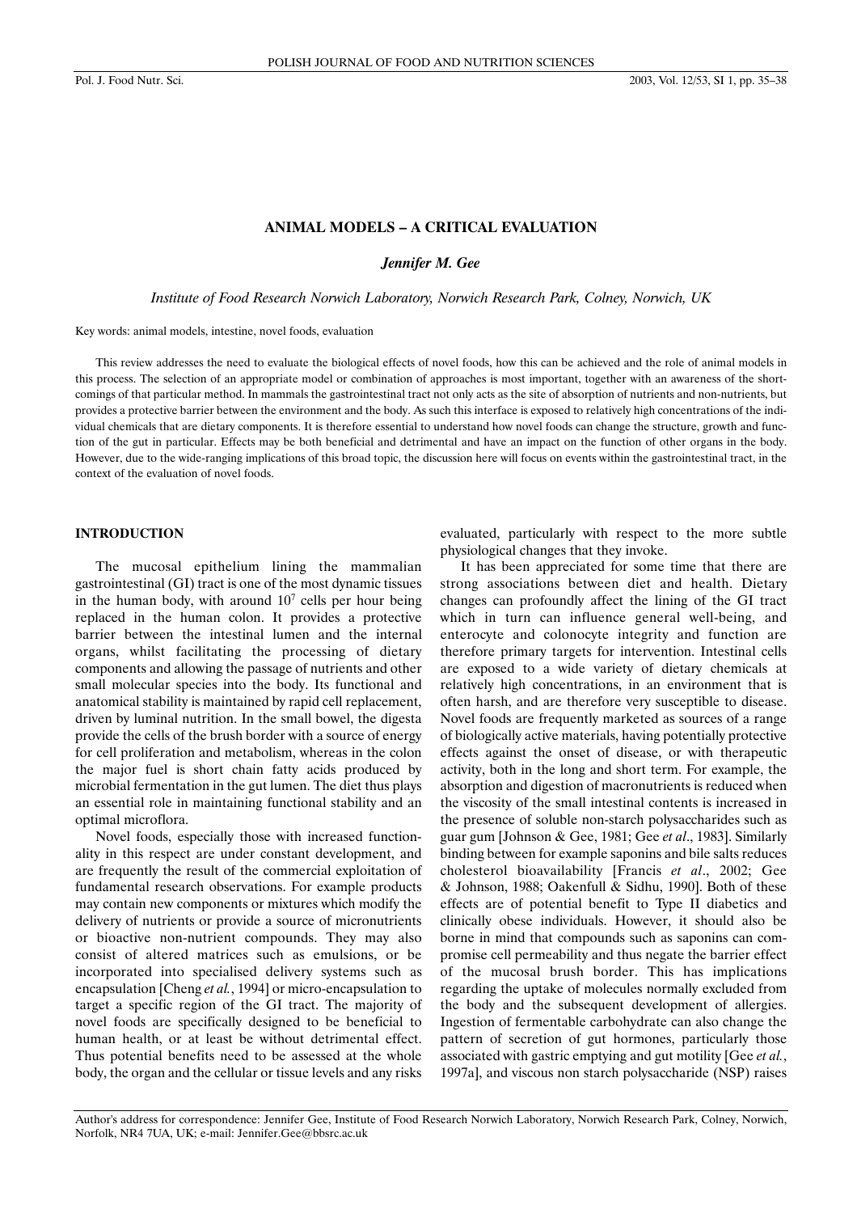# ANIMAL MODELS – A CRITICAL EVALUATION

***Jennifer M. Gee***

*Institute of Food Research Norwich Laboratory, Norwich Research Park, Colney, Norwich, UK*

Key words: animal models, intestine, novel foods, evaluation

This review addresses the need to evaluate the biological effects of novel foods, how this can be achieved and the role of animal models in this process. The selection of an appropriate model or combination of approaches is most important, together with an awareness of the shortcomings of that particular method. In mammals the gastrointestinal tract not only acts as the site of absorption of nutrients and non-nutrients, but provides a protective barrier between the environment and the body. As such this interface is exposed to relatively high concentrations of the individual chemicals that are dietary components. It is therefore essential to understand how novel foods can change the structure, growth and function of the gut in particular. Effects may be both beneficial and detrimental and have an impact on the function of other organs in the body. However, due to the wide-ranging implications of this broad topic, the discussion here will focus on events within the gastrointestinal tract, in the context of the evaluation of novel foods.

## INTRODUCTION

The mucosal epithelium lining the mammalian gastrointestinal (GI) tract is one of the most dynamic tissues in the human body, with around $10^7$ cells per hour being replaced in the human colon. It provides a protective barrier between the intestinal lumen and the internal organs, whilst facilitating the processing of dietary components and allowing the passage of nutrients and other small molecular species into the body. Its functional and anatomical stability is maintained by rapid cell replacement, driven by luminal nutrition. In the small bowel, the digesta provide the cells of the brush border with a source of energy for cell proliferation and metabolism, whereas in the colon the major fuel is short chain fatty acids produced by microbial fermentation in the gut lumen. The diet thus plays an essential role in maintaining functional stability and an optimal microflora.

Novel foods, especially those with increased functionality in this respect are under constant development, and are frequently the result of the commercial exploitation of fundamental research observations. For example products may contain new components or mixtures which modify the delivery of nutrients or provide a source of micronutrients or bioactive non-nutrient compounds. They may also consist of altered matrices such as emulsions, or be incorporated into specialised delivery systems such as encapsulation [Cheng *et al.*, 1994] or micro-encapsulation to target a specific region of the GI tract. The majority of novel foods are specifically designed to be beneficial to human health, or at least be without detrimental effect. Thus potential benefits need to be assessed at the whole body, the organ and the cellular or tissue levels and any risks evaluated, particularly with respect to the more subtle physiological changes that they invoke.

It has been appreciated for some time that there are strong associations between diet and health. Dietary changes can profoundly affect the lining of the GI tract which in turn can influence general well-being, and enterocyte and colonocyte integrity and function are therefore primary targets for intervention. Intestinal cells are exposed to a wide variety of dietary chemicals at relatively high concentrations, in an environment that is often harsh, and are therefore very susceptible to disease. Novel foods are frequently marketed as sources of a range of biologically active materials, having potentially protective effects against the onset of disease, or with therapeutic activity, both in the long and short term. For example, the absorption and digestion of macronutrients is reduced when the viscosity of the small intestinal contents is increased in the presence of soluble non-starch polysaccharides such as guar gum [Johnson & Gee, 1981; Gee *et al*., 1983]. Similarly binding between for example saponins and bile salts reduces cholesterol bioavailability [Francis *et al*., 2002; Gee & Johnson, 1988; Oakenfull & Sidhu, 1990]. Both of these effects are of potential benefit to Type II diabetics and clinically obese individuals. However, it should also be borne in mind that compounds such as saponins can compromise cell permeability and thus negate the barrier effect of the mucosal brush border. This has implications regarding the uptake of molecules normally excluded from the body and the subsequent development of allergies. Ingestion of fermentable carbohydrate can also change the pattern of secretion of gut hormones, particularly those associated with gastric emptying and gut motility [Gee *et al.*, 1997a], and viscous non starch polysaccharide (NSP) raises

Author's address for correspondence: Jennifer Gee, Institute of Food Research Norwich Laboratory, Norwich Research Park, Colney, Norwich, Norfolk, NR4 7UA, UK; e-mail: Jennifer.Gee@bbsrc.ac.uk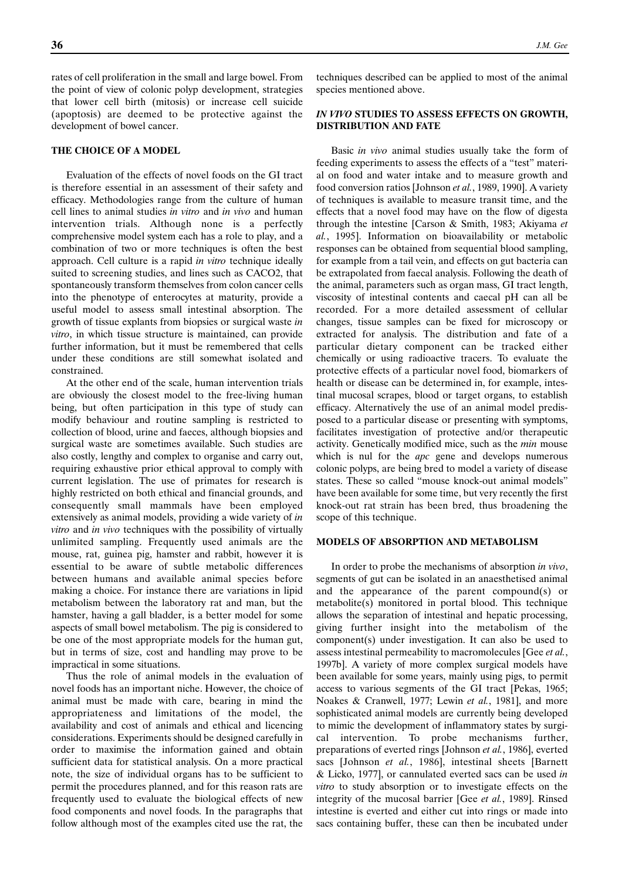rates of cell proliferation in the small and large bowel. From the point of view of colonic polyp development, strategies that lower cell birth (mitosis) or increase cell suicide (apoptosis) are deemed to be protective against the development of bowel cancer.

## THE CHOICE OF A MODEL

Evaluation of the effects of novel foods on the GI tract is therefore essential in an assessment of their safety and efficacy. Methodologies range from the culture of human cell lines to animal studies *in vitro* and *in vivo* and human intervention trials. Although none is a perfectly comprehensive model system each has a role to play, and a combination of two or more techniques is often the best approach. Cell culture is a rapid *in vitro* technique ideally suited to screening studies, and lines such as CACO2, that spontaneously transform themselves from colon cancer cells into the phenotype of enterocytes at maturity, provide a useful model to assess small intestinal absorption. The growth of tissue explants from biopsies or surgical waste *in vitro*, in which tissue structure is maintained, can provide further information, but it must be remembered that cells under these conditions are still somewhat isolated and constrained.

At the other end of the scale, human intervention trials are obviously the closest model to the free-living human being, but often participation in this type of study can modify behaviour and routine sampling is restricted to collection of blood, urine and faeces, although biopsies and surgical waste are sometimes available. Such studies are also costly, lengthy and complex to organise and carry out, requiring exhaustive prior ethical approval to comply with current legislation. The use of primates for research is highly restricted on both ethical and financial grounds, and consequently small mammals have been employed extensively as animal models, providing a wide variety of *in vitro* and *in vivo* techniques with the possibility of virtually unlimited sampling. Frequently used animals are the mouse, rat, guinea pig, hamster and rabbit, however it is essential to be aware of subtle metabolic differences between humans and available animal species before making a choice. For instance there are variations in lipid metabolism between the laboratory rat and man, but the hamster, having a gall bladder, is a better model for some aspects of small bowel metabolism. The pig is considered to be one of the most appropriate models for the human gut, but in terms of size, cost and handling may prove to be impractical in some situations.

Thus the role of animal models in the evaluation of novel foods has an important niche. However, the choice of animal must be made with care, bearing in mind the appropriateness and limitations of the model, the availability and cost of animals and ethical and licencing considerations. Experiments should be designed carefully in order to maximise the information gained and obtain sufficient data for statistical analysis. On a more practical note, the size of individual organs has to be sufficient to permit the procedures planned, and for this reason rats are frequently used to evaluate the biological effects of new food components and novel foods. In the paragraphs that follow although most of the examples cited use the rat, the techniques described can be applied to most of the animal species mentioned above.

## *IN VIVO* STUDIES TO ASSESS EFFECTS ON GROWTH, DISTRIBUTION AND FATE

Basic *in vivo* animal studies usually take the form of feeding experiments to assess the effects of a "test" material on food and water intake and to measure growth and food conversion ratios [Johnson *et al.*, 1989, 1990]. A variety of techniques is available to measure transit time, and the effects that a novel food may have on the flow of digesta through the intestine [Carson & Smith, 1983; Akiyama *et al.*, 1995]. Information on bioavailability or metabolic responses can be obtained from sequential blood sampling, for example from a tail vein, and effects on gut bacteria can be extrapolated from faecal analysis. Following the death of the animal, parameters such as organ mass, GI tract length, viscosity of intestinal contents and caecal pH can all be recorded. For a more detailed assessment of cellular changes, tissue samples can be fixed for microscopy or extracted for analysis. The distribution and fate of a particular dietary component can be tracked either chemically or using radioactive tracers. To evaluate the protective effects of a particular novel food, biomarkers of health or disease can be determined in, for example, intestinal mucosal scrapes, blood or target organs, to establish efficacy. Alternatively the use of an animal model predisposed to a particular disease or presenting with symptoms, facilitates investigation of protective and/or therapeutic activity. Genetically modified mice, such as the *min* mouse which is nul for the *apc* gene and develops numerous colonic polyps, are being bred to model a variety of disease states. These so called "mouse knock-out animal models" have been available for some time, but very recently the first knock-out rat strain has been bred, thus broadening the scope of this technique.

## MODELS OF ABSORPTION AND METABOLISM

In order to probe the mechanisms of absorption *in vivo*, segments of gut can be isolated in an anaesthetised animal and the appearance of the parent compound(s) or metabolite(s) monitored in portal blood. This technique allows the separation of intestinal and hepatic processing, giving further insight into the metabolism of the component(s) under investigation. It can also be used to assess intestinal permeability to macromolecules [Gee *et al.*, 1997b]. A variety of more complex surgical models have been available for some years, mainly using pigs, to permit access to various segments of the GI tract [Pekas, 1965; Noakes & Cranwell, 1977; Lewin *et al.*, 1981], and more sophisticated animal models are currently being developed to mimic the development of inflammatory states by surgical intervention. To probe mechanisms further, preparations of everted rings [Johnson *et al.*, 1986], everted sacs [Johnson *et al.*, 1986], intestinal sheets [Barnett & Licko, 1977], or cannulated everted sacs can be used *in vitro* to study absorption or to investigate effects on the integrity of the mucosal barrier [Gee *et al.*, 1989]. Rinsed intestine is everted and either cut into rings or made into sacs containing buffer, these can then be incubated under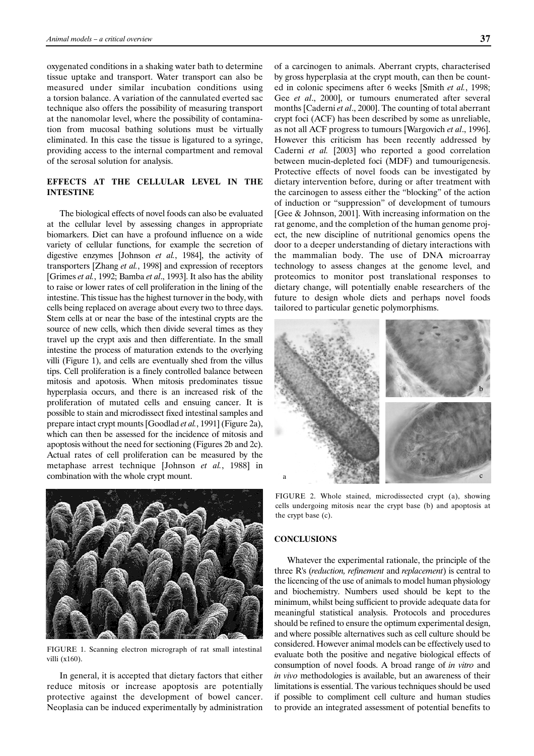oxygenated conditions in a shaking water bath to determine tissue uptake and transport. Water transport can also be measured under similar incubation conditions using a torsion balance. A variation of the cannulated everted sac technique also offers the possibility of measuring transport at the nanomolar level, where the possibility of contamination from mucosal bathing solutions must be virtually eliminated. In this case the tissue is ligatured to a syringe, providing access to the internal compartment and removal of the serosal solution for analysis.

## EFFECTS AT THE CELLULAR LEVEL IN THE INTESTINE

The biological effects of novel foods can also be evaluated at the cellular level by assessing changes in appropriate biomarkers. Diet can have a profound influence on a wide variety of cellular functions, for example the secretion of digestive enzymes [Johnson *et al.*, 1984], the activity of transporters [Zhang *et al.*, 1998] and expression of receptors [Grimes *et al.*, 1992; Bamba *et al*., 1993]. It also has the ability to raise or lower rates of cell proliferation in the lining of the intestine. This tissue has the highest turnover in the body, with cells being replaced on average about every two to three days. Stem cells at or near the base of the intestinal crypts are the source of new cells, which then divide several times as they travel up the crypt axis and then differentiate. In the small intestine the process of maturation extends to the overlying villi (Figure 1), and cells are eventually shed from the villus tips. Cell proliferation is a finely controlled balance between mitosis and apoptosis. When mitosis predominates tissue hyperplasia occurs, and there is an increased risk of the proliferation of mutated cells and ensuing cancer. It is possible to stain and microdissect fixed intestinal samples and prepare intact crypt mounts [Goodlad *et al.*, 1991] (Figure 2a), which can then be assessed for the incidence of mitosis and apoptosis without the need for sectioning (Figures 2b and 2c). Actual rates of cell proliferation can be measured by the metaphase arrest technique [Johnson *et al.*, 1988] in combination with the whole crypt mount.

FIGURE 1. Scanning electron micrograph of rat small intestinal villi (x160).

In general, it is accepted that dietary factors that either reduce mitosis or increase apoptosis are potentially protective against the development of bowel cancer. Neoplasia can be induced experimentally by administration of a carcinogen to animals. Aberrant crypts, characterised by gross hyperplasia at the crypt mouth, can then be counted in colonic specimens after 6 weeks [Smith *et al.*, 1998; Gee *et al*., 2000], or tumours enumerated after several months [Caderni *et al*., 2000]. The counting of total aberrant crypt foci (ACF) has been described by some as unreliable, as not all ACF progress to tumours [Wargovich *et al*., 1996]. However this criticism has been recently addressed by Caderni *et al.* [2003] who reported a good correlation between mucin-depleted foci (MDF) and tumourigenesis. Protective effects of novel foods can be investigated by dietary intervention before, during or after treatment with the carcinogen to assess either the "blocking" of the action of induction or "suppression" of development of tumours [Gee & Johnson, 2001]. With increasing information on the rat genome, and the completion of the human genome project, the new discipline of nutritional genomics opens the door to a deeper understanding of dietary interactions with the mammalian body. The use of DNA microarray technology to assess changes at the genome level, and proteomics to monitor post translational responses to dietary change, will potentially enable researchers of the future to design whole diets and perhaps novel foods tailored to particular genetic polymorphisms.

FIGURE 2. Whole stained, microdissected crypt (a), showing cells undergoing mitosis near the crypt base (b) and apoptosis at the crypt base (c).

## CONCLUSIONS

Whatever the experimental rationale, the principle of the three R's (*reduction, refinement* and *replacement*) is central to the licencing of the use of animals to model human physiology and biochemistry. Numbers used should be kept to the minimum, whilst being sufficient to provide adequate data for meaningful statistical analysis. Protocols and procedures should be refined to ensure the optimum experimental design, and where possible alternatives such as cell culture should be considered. However animal models can be effectively used to evaluate both the positive and negative biological effects of consumption of novel foods. A broad range of *in vitro* and *in vivo* methodologies is available, but an awareness of their limitations is essential. The various techniques should be used if possible to compliment cell culture and human studies to provide an integrated assessment of potential benefits to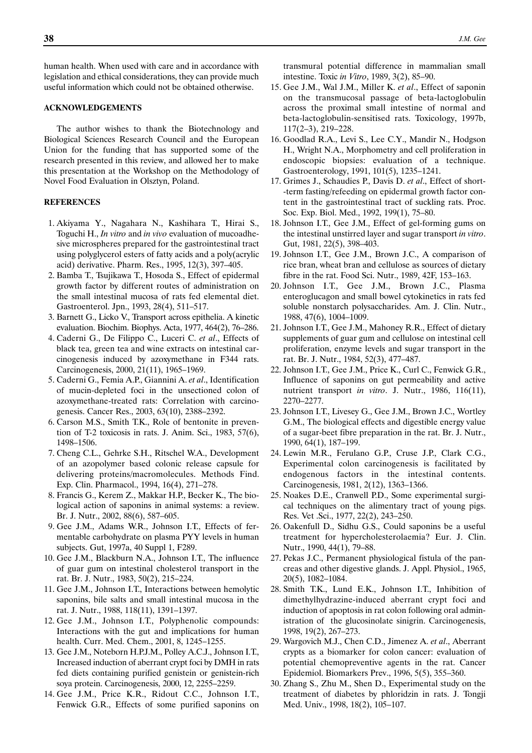human health. When used with care and in accordance with legislation and ethical considerations, they can provide much useful information which could not be obtained otherwise.

## ACKNOWLEDGEMENTS

The author wishes to thank the Biotechnology and Biological Sciences Research Council and the European Union for the funding that has supported some of the research presented in this review, and allowed her to make this presentation at the Workshop on the Methodology of Novel Food Evaluation in Olsztyn, Poland.

## REFERENCES

1. Akiyama Y., Nagahara N., Kashihara T., Hirai S., Toguchi H., *In vitro* and *in vivo* evaluation of mucoadhesive microspheres prepared for the gastrointestinal tract using polyglycerol esters of fatty acids and a poly(acrylic acid) derivative. Pharm. Res., 1995, 12(3), 397–405.
2. Bamba T., Tsujikawa T., Hosoda S., Effect of epidermal growth factor by different routes of administration on the small intestinal mucosa of rats fed elemental diet. Gastroenterol. Jpn., 1993, 28(4), 511–517.
3. Barnett G., Licko V., Transport across epithelia. A kinetic evaluation. Biochim. Biophys. Acta, 1977, 464(2), 76–286.
4. Caderni G., De Filippo C., Luceri C. *et al*., Effects of black tea, green tea and wine extracts on intestinal carcinogenesis induced by azoxymethane in F344 rats. Carcinogenesis, 2000, 21(11), 1965–1969.
5. Caderni G., Femia A.P., Giannini A. *et al*., Identification of mucin-depleted foci in the unsectioned colon of azoxymethane-treated rats: Correlation with carcinogenesis. Cancer Res., 2003, 63(10), 2388–2392.
6. Carson M.S., Smith T.K., Role of bentonite in prevention of T-2 toxicosis in rats. J. Anim. Sci., 1983, 57(6), 1498–1506.
7. Cheng C.L., Gehrke S.H., Ritschel W.A., Development of an azopolymer based colonic release capsule for delivering proteins/macromolecules. Methods Find. Exp. Clin. Pharmacol., 1994, 16(4), 271–278.
8. Francis G., Kerem Z., Makkar H.P., Becker K., The biological action of saponins in animal systems: a review. Br. J. Nutr., 2002, 88(6), 587–605.
9. Gee J.M., Adams W.R., Johnson I.T., Effects of fermentable carbohydrate on plasma PYY levels in human subjects. Gut, 1997a, 40 Suppl 1, F289.
10. Gee J.M., Blackburn N.A., Johnson I.T., The influence of guar gum on intestinal cholesterol transport in the rat. Br. J. Nutr., 1983, 50(2), 215–224.
11. Gee J.M., Johnson I.T., Interactions between hemolytic saponins, bile salts and small intestinal mucosa in the rat. J. Nutr., 1988, 118(11), 1391–1397.
12. Gee J.M., Johnson I.T., Polyphenolic compounds: Interactions with the gut and implications for human health. Curr. Med. Chem., 2001, 8, 1245–1255.
13. Gee J.M., Noteborn H.P.J.M., Polley A.C.J., Johnson I.T., Increased induction of aberrant crypt foci by DMH in rats fed diets containing purified genistein or genistein-rich soya protein. Carcinogenesis, 2000, 12, 2255–2259.
14. Gee J.M., Price K.R., Ridout C.C., Johnson I.T., Fenwick G.R., Effects of some purified saponins on transmural potential difference in mammalian small intestine. Toxic *in Vitro*, 1989, 3(2), 85–90.
15. Gee J.M., Wal J.M., Miller K. *et al*., Effect of saponin on the transmucosal passage of beta-lactoglobulin across the proximal small intestine of normal and beta-lactoglobulin-sensitised rats. Toxicology, 1997b, 117(2–3), 219–228.
16. Goodlad R.A., Levi S., Lee C.Y., Mandir N., Hodgson H., Wright N.A., Morphometry and cell proliferation in endoscopic biopsies: evaluation of a technique. Gastroenterology, 1991, 101(5), 1235–1241.
17. Grimes J., Schaudies P., Davis D. *et al*., Effect of short-term fasting/refeeding on epidermal growth factor content in the gastrointestinal tract of suckling rats. Proc. Soc. Exp. Biol. Med., 1992, 199(1), 75–80.
18. Johnson I.T., Gee J.M., Effect of gel-forming gums on the intestinal unstirred layer and sugar transport *in vitro*. Gut, 1981, 22(5), 398–403.
19. Johnson I.T., Gee J.M., Brown J.C., A comparison of rice bran, wheat bran and cellulose as sources of dietary fibre in the rat. Food Sci. Nutr., 1989, 42F, 153–163.
20. Johnson I.T., Gee J.M., Brown J.C., Plasma enteroglucagon and small bowel cytokinetics in rats fed soluble nonstarch polysaccharides. Am. J. Clin. Nutr., 1988, 47(6), 1004–1009.
21. Johnson I.T., Gee J.M., Mahoney R.R., Effect of dietary supplements of guar gum and cellulose on intestinal cell proliferation, enzyme levels and sugar transport in the rat. Br. J. Nutr., 1984, 52(3), 477–487.
22. Johnson I.T., Gee J.M., Price K., Curl C., Fenwick G.R., Influence of saponins on gut permeability and active nutrient transport *in vitro*. J. Nutr., 1986, 116(11), 2270–2277.
23. Johnson I.T., Livesey G., Gee J.M., Brown J.C., Wortley G.M., The biological effects and digestible energy value of a sugar-beet fibre preparation in the rat. Br. J. Nutr., 1990, 64(1), 187–199.
24. Lewin M.R., Ferulano G.P., Cruse J.P., Clark C.G., Experimental colon carcinogenesis is facilitated by endogenous factors in the intestinal contents. Carcinogenesis, 1981, 2(12), 1363–1366.
25. Noakes D.E., Cranwell P.D., Some experimental surgical techniques on the alimentary tract of young pigs. Res. Vet .Sci., 1977, 22(2), 243–250.
26. Oakenfull D., Sidhu G.S., Could saponins be a useful treatment for hypercholesterolaemia? Eur. J. Clin. Nutr., 1990, 44(1), 79–88.
27. Pekas J.C., Permanent physiological fistula of the pancreas and other digestive glands. J. Appl. Physiol., 1965, 20(5), 1082–1084.
28. Smith T.K., Lund E.K., Johnson I.T., Inhibition of dimethylhydrazine-induced aberrant crypt foci and induction of apoptosis in rat colon following oral administration of the glucosinolate sinigrin. Carcinogenesis, 1998, 19(2), 267–273.
29. Wargovich M.J., Chen C.D., Jimenez A. *et al*., Aberrant crypts as a biomarker for colon cancer: evaluation of potential chemopreventive agents in the rat. Cancer Epidemiol. Biomarkers Prev., 1996, 5(5), 355–360.
30. Zhang S., Zhu M., Shen D., Experimental study on the treatment of diabetes by phloridzin in rats. J. Tongji Med. Univ., 1998, 18(2), 105–107.